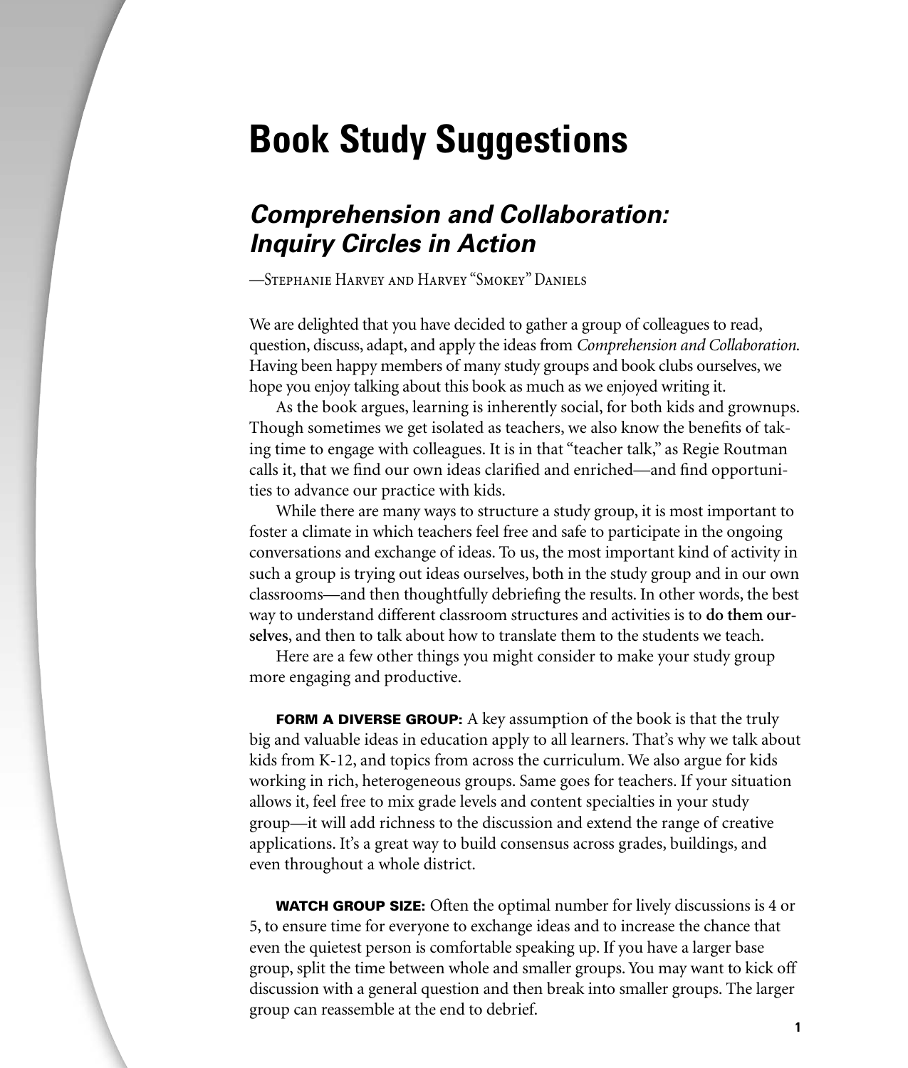# Book Study Suggestions

## *Comprehension and Collaboration: Inquiry Circles in Action*

—Stephanie Harvey and Harvey "Smokey" Daniels

We are delighted that you have decided to gather a group of colleagues to read, question, discuss, adapt, and apply the ideas from *Comprehension and Collaboration*. Having been happy members of many study groups and book clubs ourselves, we hope you enjoy talking about this book as much as we enjoyed writing it.

As the book argues, learning is inherently social, for both kids and grownups. Though sometimes we get isolated as teachers, we also know the benefits of taking time to engage with colleagues. It is in that "teacher talk," as Regie Routman calls it, that we find our own ideas clarified and enriched—and find opportunities to advance our practice with kids.

While there are many ways to structure a study group, it is most important to foster a climate in which teachers feel free and safe to participate in the ongoing conversations and exchange of ideas. To us, the most important kind of activity in such a group is trying out ideas ourselves, both in the study group and in our own classrooms—and then thoughtfully debriefing the results. In other words, the best way to understand different classroom structures and activities is to **do them ourselves**, and then to talk about how to translate them to the students we teach.

Here are a few other things you might consider to make your study group more engaging and productive.

**FORM A DIVERSE GROUP:** A key assumption of the book is that the truly big and valuable ideas in education apply to all learners. That's why we talk about kids from K-12, and topics from across the curriculum. We also argue for kids working in rich, heterogeneous groups. Same goes for teachers. If your situation allows it, feel free to mix grade levels and content specialties in your study group—it will add richness to the discussion and extend the range of creative applications. It's a great way to build consensus across grades, buildings, and even throughout a whole district.

**WATCH GROUP SIZE:** Often the optimal number for lively discussions is 4 or 5, to ensure time for everyone to exchange ideas and to increase the chance that even the quietest person is comfortable speaking up. If you have a larger base group, split the time between whole and smaller groups. You may want to kick off discussion with a general question and then break into smaller groups. The larger group can reassemble at the end to debrief.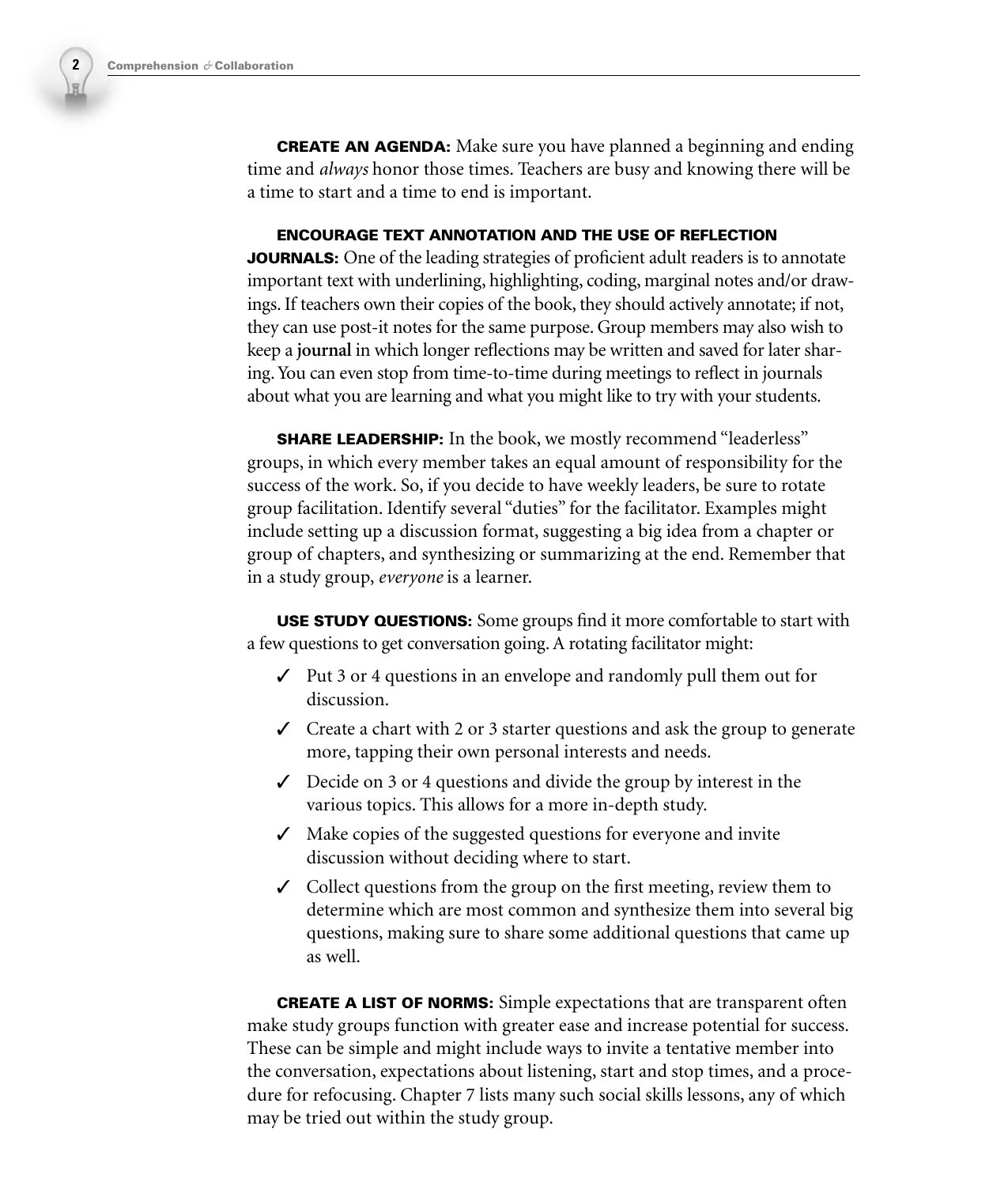**CREATE AN AGENDA:** Make sure you have planned a beginning and ending time and *always* honor those times. Teachers are busy and knowing there will be a time to start and a time to end is important.

**ENCOURAGE TEXT ANNOTATION AND THE USE OF REFLECTION JOURNALS:** One of the leading strategies of proficient adult readers is to annotate important text with underlining, highlighting, coding, marginal notes and/or drawings. If teachers own their copies of the book, they should actively annotate; if not, they can use post-it notes for the same purpose. Group members may also wish to keep a **journal** in which longer reflections may be written and saved for later sharing. You can even stop from time-to-time during meetings to reflect in journals about what you are learning and what you might like to try with your students.

**SHARE LEADERSHIP:** In the book, we mostly recommend "leaderless" groups, in which every member takes an equal amount of responsibility for the success of the work. So, if you decide to have weekly leaders, be sure to rotate group facilitation. Identify several "duties" for the facilitator. Examples might include setting up a discussion format, suggesting a big idea from a chapter or group of chapters, and synthesizing or summarizing at the end. Remember that in a study group, *everyone* is a learner.

**USE STUDY QUESTIONS:** Some groups find it more comfortable to start with a few questions to get conversation going. A rotating facilitator might:

- ✓ Put 3 or 4 questions in an envelope and randomly pull them out for discussion.
- ✓ Create a chart with 2 or 3 starter questions and ask the group to generate more, tapping their own personal interests and needs.
- ✓ Decide on 3 or 4 questions and divide the group by interest in the various topics. This allows for a more in-depth study.
- ✓ Make copies of the suggested questions for everyone and invite discussion without deciding where to start.
- ✓ Collect questions from the group on the first meeting, review them to determine which are most common and synthesize them into several big questions, making sure to share some additional questions that came up as well.

**CREATE A LIST OF NORMS:** Simple expectations that are transparent often make study groups function with greater ease and increase potential for success. These can be simple and might include ways to invite a tentative member into the conversation, expectations about listening, start and stop times, and a procedure for refocusing. Chapter 7 lists many such social skills lessons, any of which may be tried out within the study group.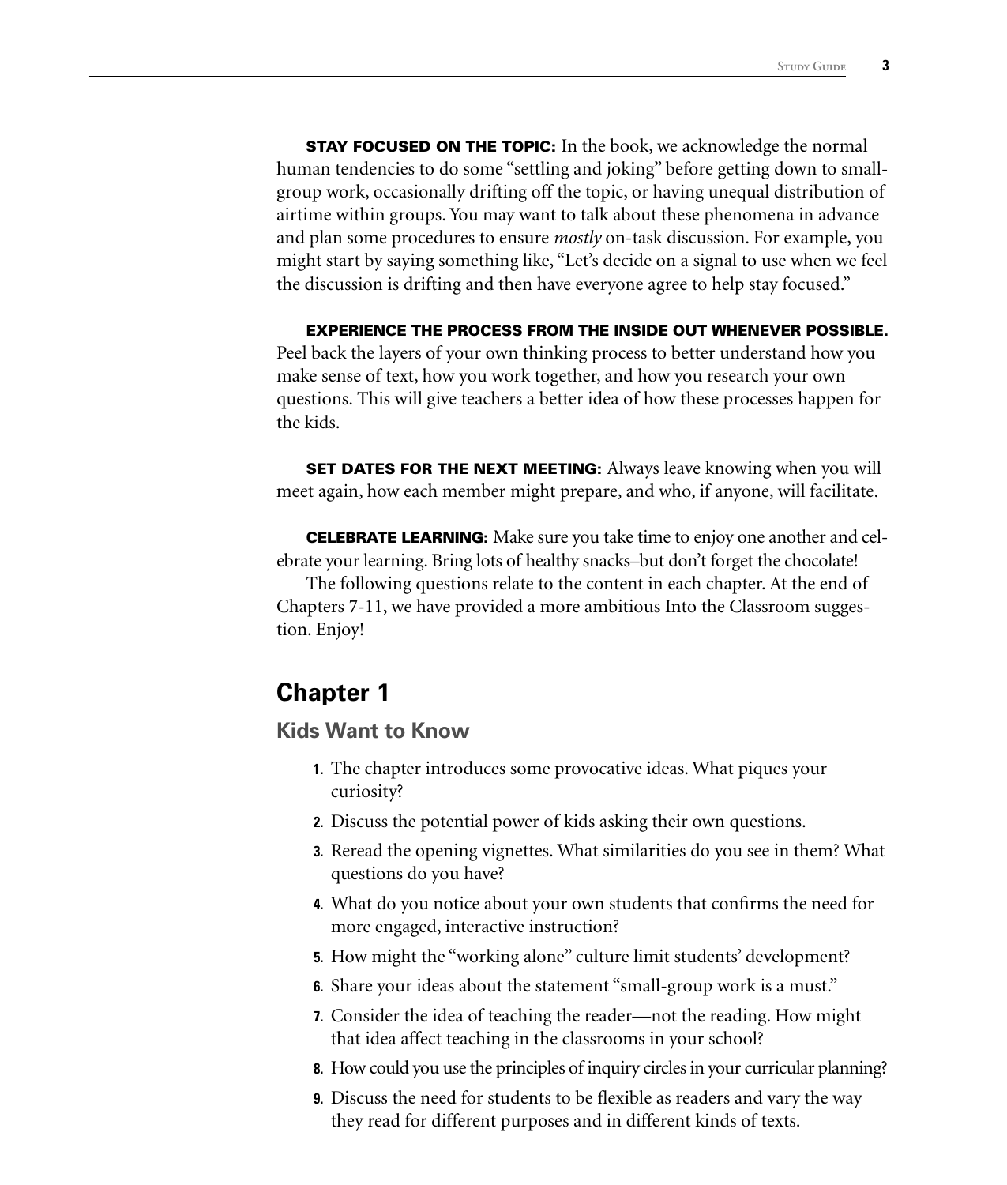**STAY FOCUSED ON THE TOPIC:** In the book, we acknowledge the normal human tendencies to do some "settling and joking" before getting down to small-group work, occasionally drifting off the topic, or having unequal distribution of airtime within groups. You may want to talk about these phenomena in advance and plan some procedures to ensure *mostly* on-task discussion. For example, you might start by saying something like, "Let's decide on a signal to use when we feel the discussion is drifting and then have everyone agree to help stay focused."

**EXPERIENCE THE PROCESS FROM THE INSIDE OUT WHENEVER POSSIBLE.** Peel back the layers of your own thinking process to better understand how you make sense of text, how you work together, and how you research your own questions. This will give teachers a better idea of how these processes happen for the kids.

**SET DATES FOR THE NEXT MEETING:** Always leave knowing when you will meet again, how each member might prepare, and who, if anyone, will facilitate.

**CELEBRATE LEARNING:** Make sure you take time to enjoy one another and celebrate your learning. Bring lots of healthy snacks–but don't forget the chocolate!

The following questions relate to the content in each chapter. At the end of Chapters 7-11, we have provided a more ambitious Into the Classroom suggestion. Enjoy!

## Chapter 1

### Kids Want to Know

1. The chapter introduces some provocative ideas. What piques your curiosity?
2. Discuss the potential power of kids asking their own questions.
3. Reread the opening vignettes. What similarities do you see in them? What questions do you have?
4. What do you notice about your own students that confirms the need for more engaged, interactive instruction?
5. How might the "working alone" culture limit students' development?
6. Share your ideas about the statement "small-group work is a must."
7. Consider the idea of teaching the reader—not the reading. How might that idea affect teaching in the classrooms in your school?
8. How could you use the principles of inquiry circles in your curricular planning?
9. Discuss the need for students to be flexible as readers and vary the way they read for different purposes and in different kinds of texts.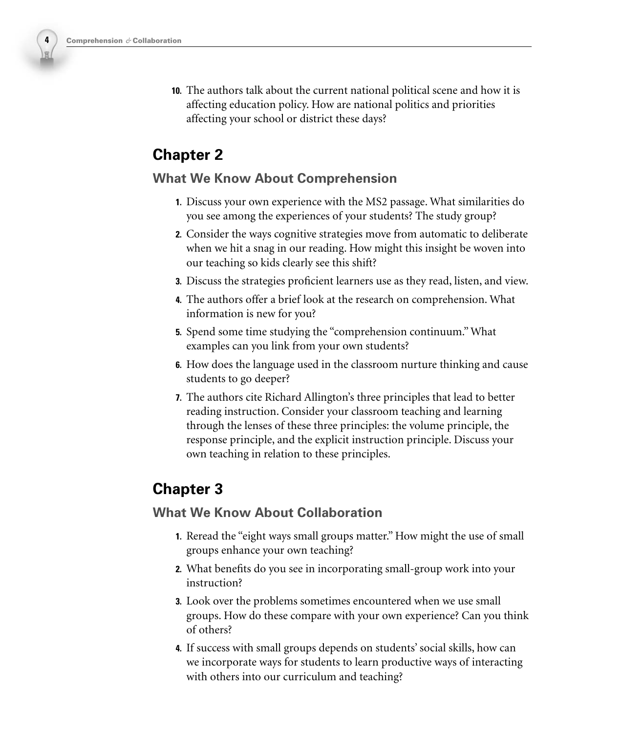10. The authors talk about the current national political scene and how it is affecting education policy. How are national politics and priorities affecting your school or district these days?

## Chapter 2

### What We Know About Comprehension

1. Discuss your own experience with the MS2 passage. What similarities do you see among the experiences of your students? The study group?
2. Consider the ways cognitive strategies move from automatic to deliberate when we hit a snag in our reading. How might this insight be woven into our teaching so kids clearly see this shift?
3. Discuss the strategies proficient learners use as they read, listen, and view.
4. The authors offer a brief look at the research on comprehension. What information is new for you?
5. Spend some time studying the "comprehension continuum." What examples can you link from your own students?
6. How does the language used in the classroom nurture thinking and cause students to go deeper?
7. The authors cite Richard Allington's three principles that lead to better reading instruction. Consider your classroom teaching and learning through the lenses of these three principles: the volume principle, the response principle, and the explicit instruction principle. Discuss your own teaching in relation to these principles.

## Chapter 3

### What We Know About Collaboration

1. Reread the "eight ways small groups matter." How might the use of small groups enhance your own teaching?
2. What benefits do you see in incorporating small-group work into your instruction?
3. Look over the problems sometimes encountered when we use small groups. How do these compare with your own experience? Can you think of others?
4. If success with small groups depends on students' social skills, how can we incorporate ways for students to learn productive ways of interacting with others into our curriculum and teaching?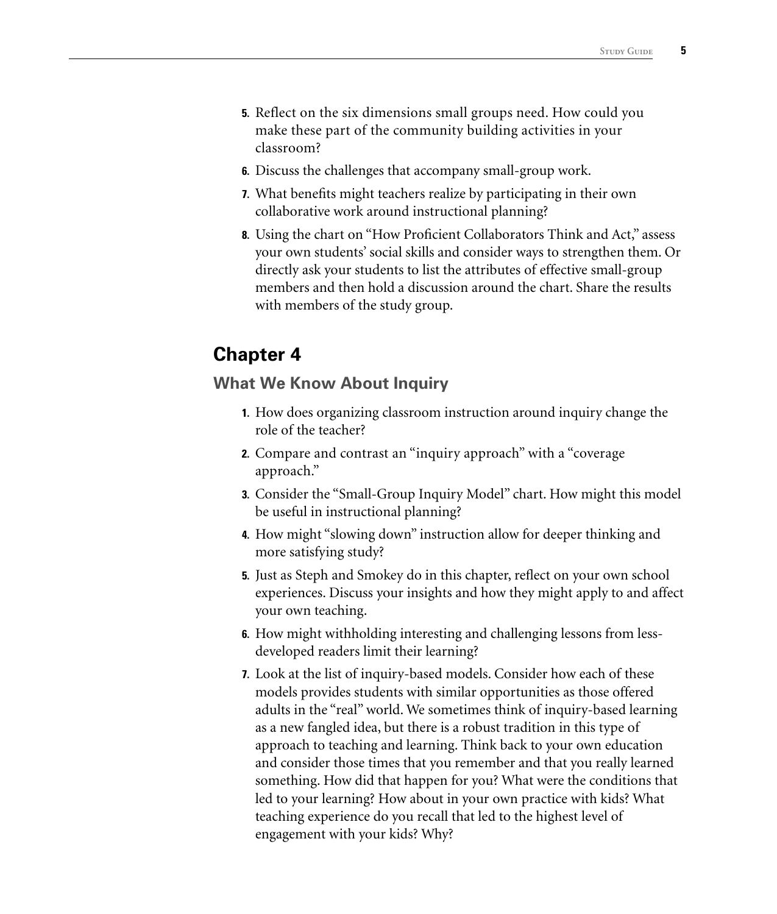5. Reflect on the six dimensions small groups need. How could you make these part of the community building activities in your classroom?
6. Discuss the challenges that accompany small-group work.
7. What benefits might teachers realize by participating in their own collaborative work around instructional planning?
8. Using the chart on "How Proficient Collaborators Think and Act," assess your own students' social skills and consider ways to strengthen them. Or directly ask your students to list the attributes of effective small-group members and then hold a discussion around the chart. Share the results with members of the study group.

## Chapter 4

### What We Know About Inquiry

1. How does organizing classroom instruction around inquiry change the role of the teacher?
2. Compare and contrast an "inquiry approach" with a "coverage approach."
3. Consider the "Small-Group Inquiry Model" chart. How might this model be useful in instructional planning?
4. How might "slowing down" instruction allow for deeper thinking and more satisfying study?
5. Just as Steph and Smokey do in this chapter, reflect on your own school experiences. Discuss your insights and how they might apply to and affect your own teaching.
6. How might withholding interesting and challenging lessons from less-developed readers limit their learning?
7. Look at the list of inquiry-based models. Consider how each of these models provides students with similar opportunities as those offered adults in the "real" world. We sometimes think of inquiry-based learning as a new fangled idea, but there is a robust tradition in this type of approach to teaching and learning. Think back to your own education and consider those times that you remember and that you really learned something. How did that happen for you? What were the conditions that led to your learning? How about in your own practice with kids? What teaching experience do you recall that led to the highest level of engagement with your kids? Why?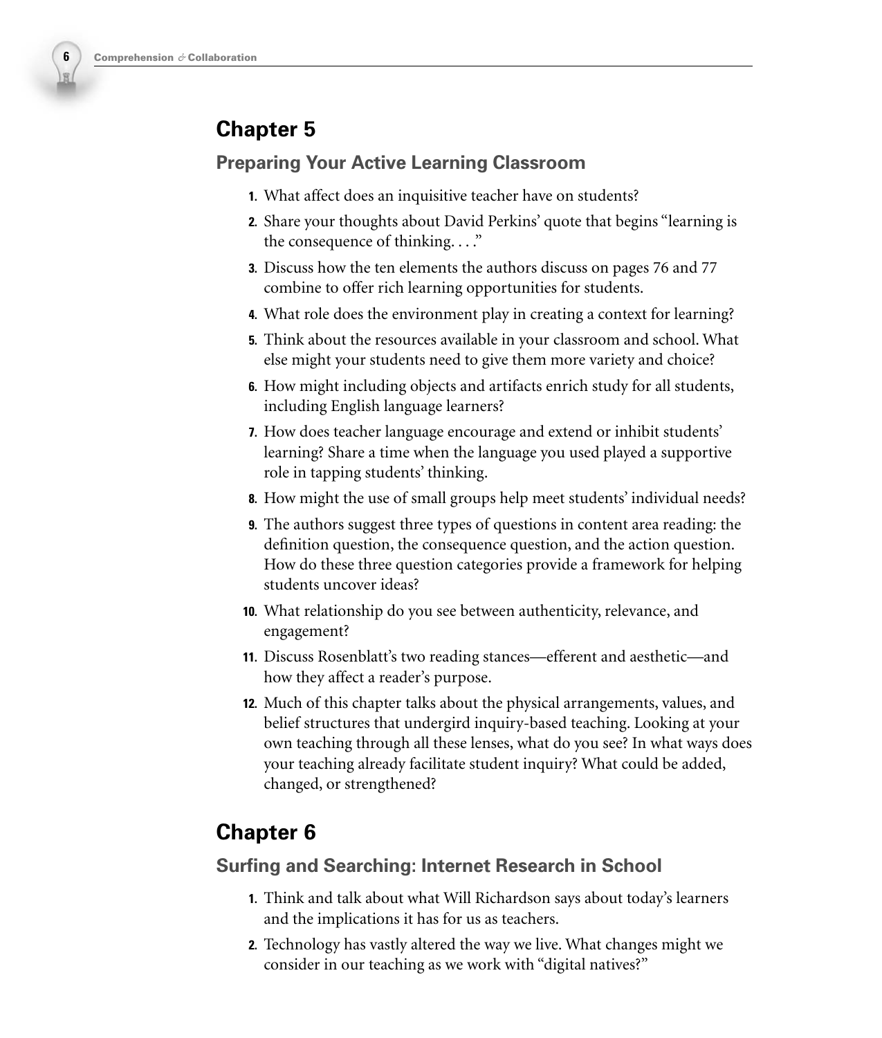## Chapter 5

### Preparing Your Active Learning Classroom

1. What affect does an inquisitive teacher have on students?
2. Share your thoughts about David Perkins' quote that begins "learning is the consequence of thinking. . . ."
3. Discuss how the ten elements the authors discuss on pages 76 and 77 combine to offer rich learning opportunities for students.
4. What role does the environment play in creating a context for learning?
5. Think about the resources available in your classroom and school. What else might your students need to give them more variety and choice?
6. How might including objects and artifacts enrich study for all students, including English language learners?
7. How does teacher language encourage and extend or inhibit students' learning? Share a time when the language you used played a supportive role in tapping students' thinking.
8. How might the use of small groups help meet students' individual needs?
9. The authors suggest three types of questions in content area reading: the definition question, the consequence question, and the action question. How do these three question categories provide a framework for helping students uncover ideas?
10. What relationship do you see between authenticity, relevance, and engagement?
11. Discuss Rosenblatt's two reading stances—efferent and aesthetic—and how they affect a reader's purpose.
12. Much of this chapter talks about the physical arrangements, values, and belief structures that undergird inquiry-based teaching. Looking at your own teaching through all these lenses, what do you see? In what ways does your teaching already facilitate student inquiry? What could be added, changed, or strengthened?

## Chapter 6

### Surfing and Searching: Internet Research in School

1. Think and talk about what Will Richardson says about today's learners and the implications it has for us as teachers.
2. Technology has vastly altered the way we live. What changes might we consider in our teaching as we work with "digital natives?"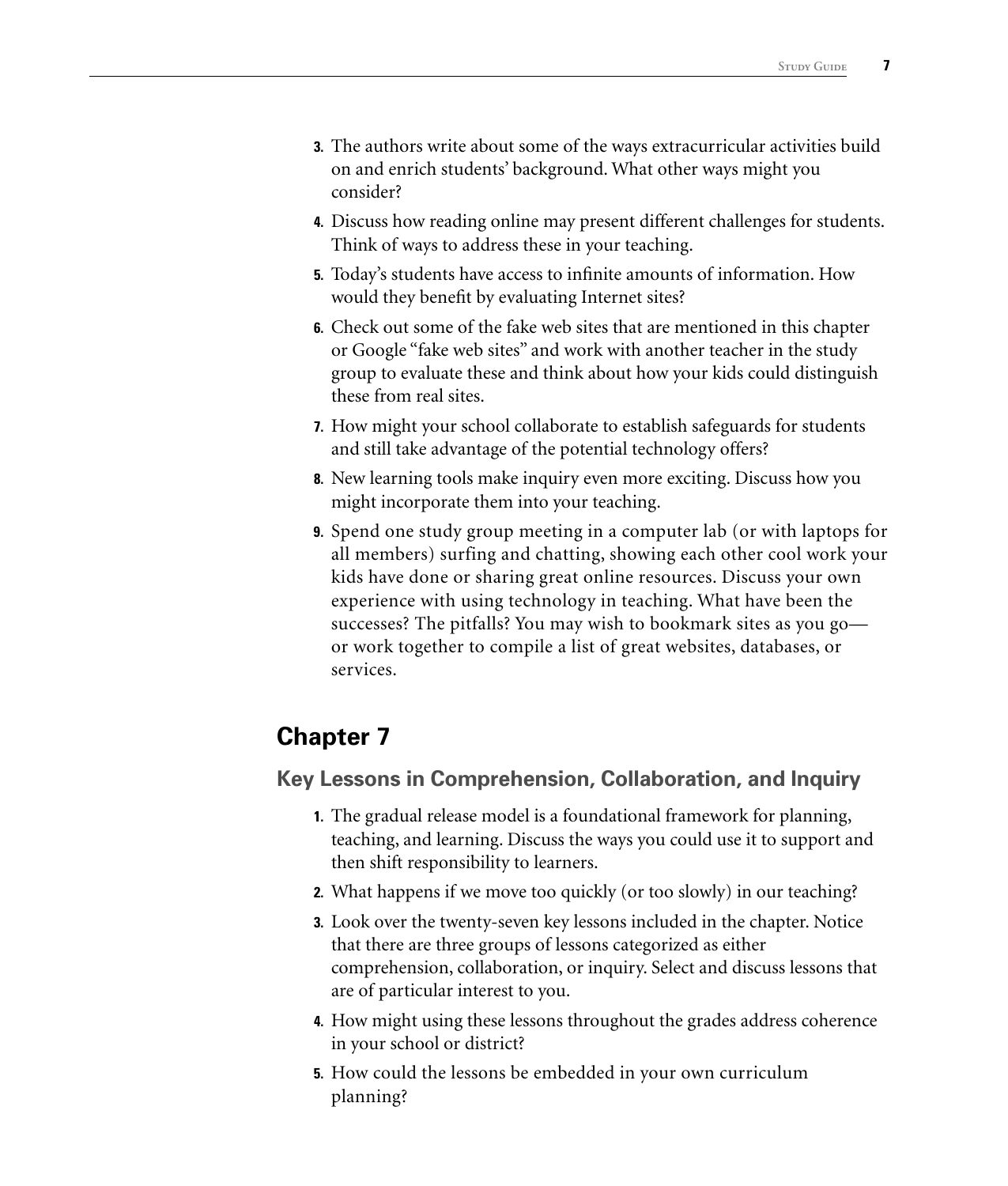3. The authors write about some of the ways extracurricular activities build on and enrich students' background. What other ways might you consider?
4. Discuss how reading online may present different challenges for students. Think of ways to address these in your teaching.
5. Today's students have access to infinite amounts of information. How would they benefit by evaluating Internet sites?
6. Check out some of the fake web sites that are mentioned in this chapter or Google "fake web sites" and work with another teacher in the study group to evaluate these and think about how your kids could distinguish these from real sites.
7. How might your school collaborate to establish safeguards for students and still take advantage of the potential technology offers?
8. New learning tools make inquiry even more exciting. Discuss how you might incorporate them into your teaching.
9. Spend one study group meeting in a computer lab (or with laptops for all members) surfing and chatting, showing each other cool work your kids have done or sharing great online resources. Discuss your own experience with using technology in teaching. What have been the successes? The pitfalls? You may wish to bookmark sites as you go—or work together to compile a list of great websites, databases, or services.

## Chapter 7

### Key Lessons in Comprehension, Collaboration, and Inquiry

1. The gradual release model is a foundational framework for planning, teaching, and learning. Discuss the ways you could use it to support and then shift responsibility to learners.
2. What happens if we move too quickly (or too slowly) in our teaching?
3. Look over the twenty-seven key lessons included in the chapter. Notice that there are three groups of lessons categorized as either comprehension, collaboration, or inquiry. Select and discuss lessons that are of particular interest to you.
4. How might using these lessons throughout the grades address coherence in your school or district?
5. How could the lessons be embedded in your own curriculum planning?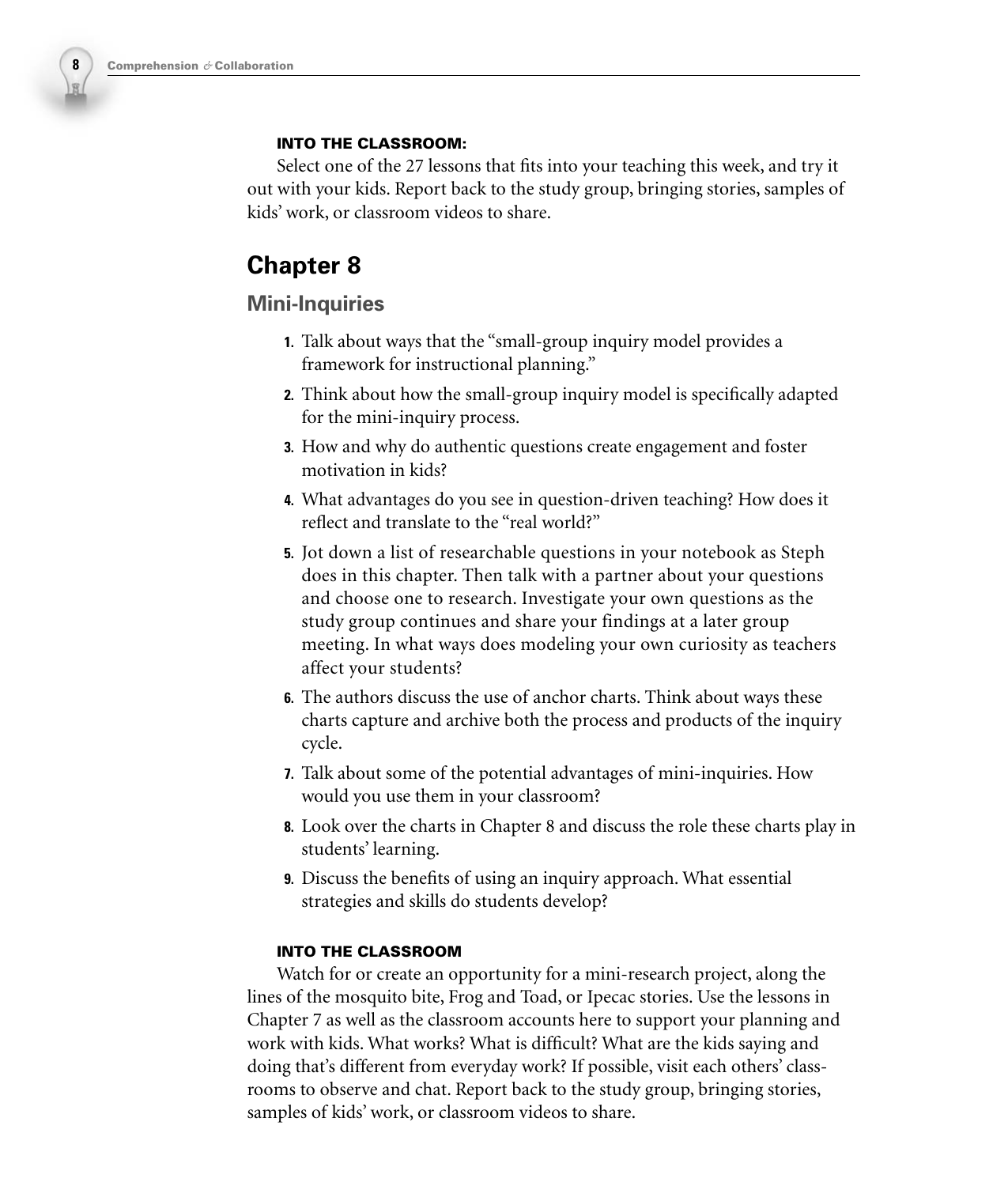**INTO THE CLASSROOM:**

Select one of the 27 lessons that fits into your teaching this week, and try it out with your kids. Report back to the study group, bringing stories, samples of kids' work, or classroom videos to share.

## Chapter 8

### Mini-Inquiries

1. Talk about ways that the "small-group inquiry model provides a framework for instructional planning."
2. Think about how the small-group inquiry model is specifically adapted for the mini-inquiry process.
3. How and why do authentic questions create engagement and foster motivation in kids?
4. What advantages do you see in question-driven teaching? How does it reflect and translate to the "real world?"
5. Jot down a list of researchable questions in your notebook as Steph does in this chapter. Then talk with a partner about your questions and choose one to research. Investigate your own questions as the study group continues and share your findings at a later group meeting. In what ways does modeling your own curiosity as teachers affect your students?
6. The authors discuss the use of anchor charts. Think about ways these charts capture and archive both the process and products of the inquiry cycle.
7. Talk about some of the potential advantages of mini-inquiries. How would you use them in your classroom?
8. Look over the charts in Chapter 8 and discuss the role these charts play in students' learning.
9. Discuss the benefits of using an inquiry approach. What essential strategies and skills do students develop?

**INTO THE CLASSROOM**

Watch for or create an opportunity for a mini-research project, along the lines of the mosquito bite, Frog and Toad, or Ipecac stories. Use the lessons in Chapter 7 as well as the classroom accounts here to support your planning and work with kids. What works? What is difficult? What are the kids saying and doing that's different from everyday work? If possible, visit each others' classrooms to observe and chat. Report back to the study group, bringing stories, samples of kids' work, or classroom videos to share.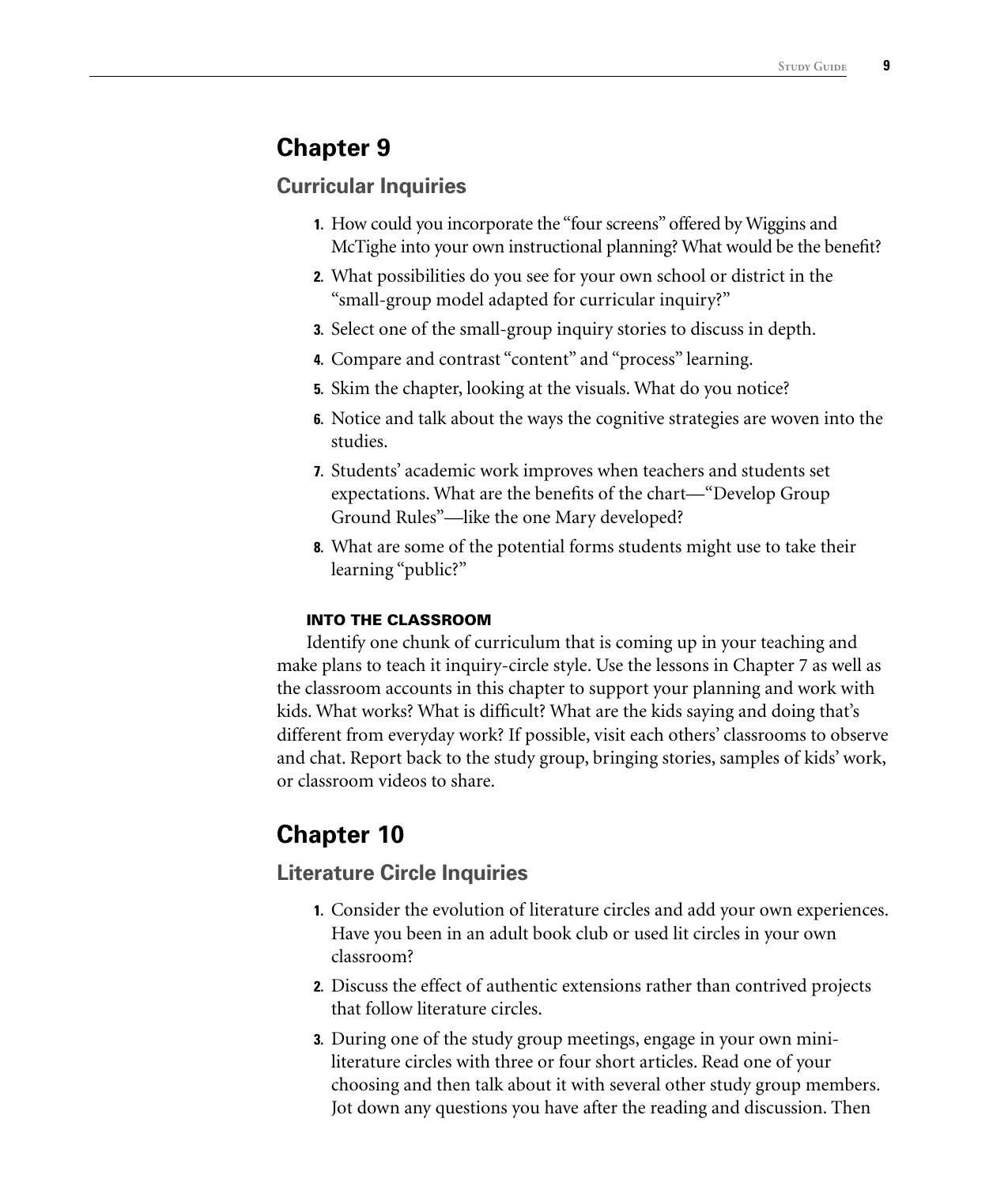## Chapter 9

### Curricular Inquiries

1. How could you incorporate the "four screens" offered by Wiggins and McTighe into your own instructional planning? What would be the benefit?
2. What possibilities do you see for your own school or district in the "small-group model adapted for curricular inquiry?"
3. Select one of the small-group inquiry stories to discuss in depth.
4. Compare and contrast "content" and "process" learning.
5. Skim the chapter, looking at the visuals. What do you notice?
6. Notice and talk about the ways the cognitive strategies are woven into the studies.
7. Students' academic work improves when teachers and students set expectations. What are the benefits of the chart—"Develop Group Ground Rules"—like the one Mary developed?
8. What are some of the potential forms students might use to take their learning "public?"

#### INTO THE CLASSROOM

Identify one chunk of curriculum that is coming up in your teaching and make plans to teach it inquiry-circle style. Use the lessons in Chapter 7 as well as the classroom accounts in this chapter to support your planning and work with kids. What works? What is difficult? What are the kids saying and doing that's different from everyday work? If possible, visit each others' classrooms to observe and chat. Report back to the study group, bringing stories, samples of kids' work, or classroom videos to share.

## Chapter 10

### Literature Circle Inquiries

1. Consider the evolution of literature circles and add your own experiences. Have you been in an adult book club or used lit circles in your own classroom?
2. Discuss the effect of authentic extensions rather than contrived projects that follow literature circles.
3. During one of the study group meetings, engage in your own mini-literature circles with three or four short articles. Read one of your choosing and then talk about it with several other study group members. Jot down any questions you have after the reading and discussion. Then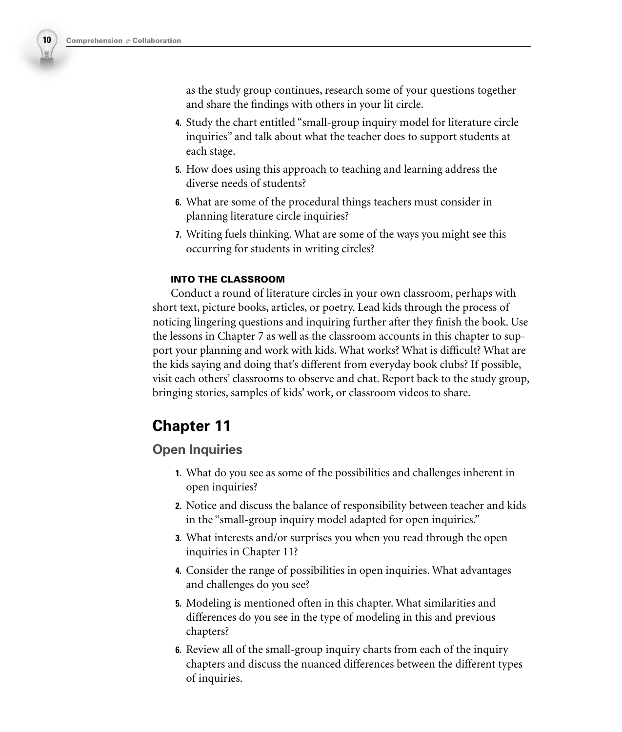as the study group continues, research some of your questions together and share the findings with others in your lit circle.

4. Study the chart entitled "small-group inquiry model for literature circle inquiries" and talk about what the teacher does to support students at each stage.
5. How does using this approach to teaching and learning address the diverse needs of students?
6. What are some of the procedural things teachers must consider in planning literature circle inquiries?
7. Writing fuels thinking. What are some of the ways you might see this occurring for students in writing circles?

#### INTO THE CLASSROOM

Conduct a round of literature circles in your own classroom, perhaps with short text, picture books, articles, or poetry. Lead kids through the process of noticing lingering questions and inquiring further after they finish the book. Use the lessons in Chapter 7 as well as the classroom accounts in this chapter to support your planning and work with kids. What works? What is difficult? What are the kids saying and doing that's different from everyday book clubs? If possible, visit each others' classrooms to observe and chat. Report back to the study group, bringing stories, samples of kids' work, or classroom videos to share.

## Chapter 11

### Open Inquiries

1. What do you see as some of the possibilities and challenges inherent in open inquiries?
2. Notice and discuss the balance of responsibility between teacher and kids in the "small-group inquiry model adapted for open inquiries."
3. What interests and/or surprises you when you read through the open inquiries in Chapter 11?
4. Consider the range of possibilities in open inquiries. What advantages and challenges do you see?
5. Modeling is mentioned often in this chapter. What similarities and differences do you see in the type of modeling in this and previous chapters?
6. Review all of the small-group inquiry charts from each of the inquiry chapters and discuss the nuanced differences between the different types of inquiries.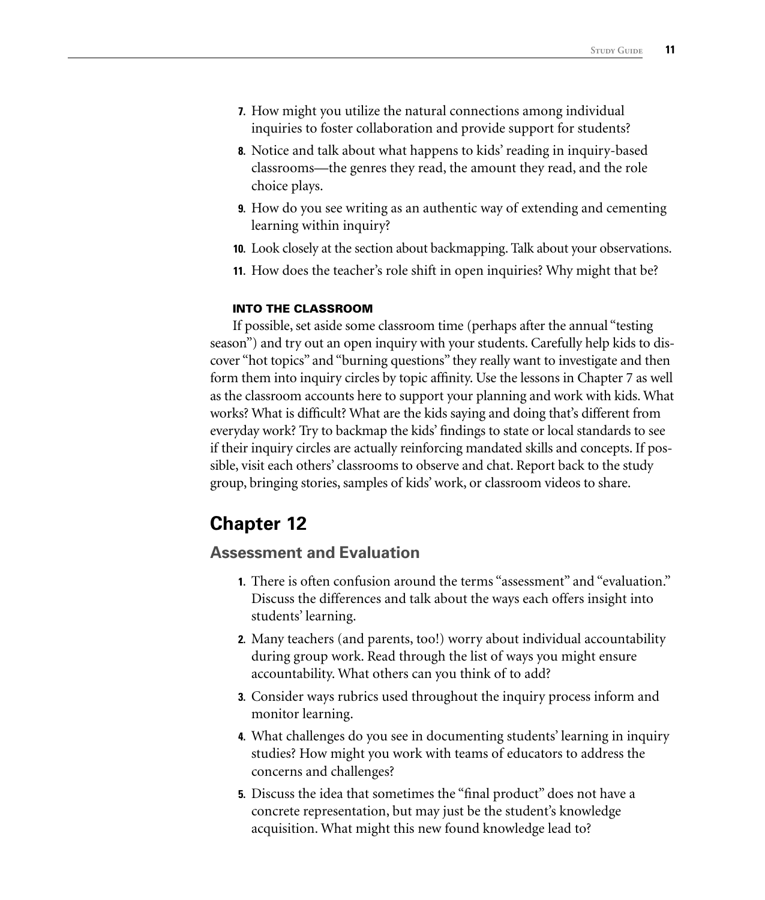7. How might you utilize the natural connections among individual inquiries to foster collaboration and provide support for students?
8. Notice and talk about what happens to kids' reading in inquiry-based classrooms—the genres they read, the amount they read, and the role choice plays.
9. How do you see writing as an authentic way of extending and cementing learning within inquiry?
10. Look closely at the section about backmapping. Talk about your observations.
11. How does the teacher's role shift in open inquiries? Why might that be?

#### INTO THE CLASSROOM

If possible, set aside some classroom time (perhaps after the annual "testing season") and try out an open inquiry with your students. Carefully help kids to discover "hot topics" and "burning questions" they really want to investigate and then form them into inquiry circles by topic affinity. Use the lessons in Chapter 7 as well as the classroom accounts here to support your planning and work with kids. What works? What is difficult? What are the kids saying and doing that's different from everyday work? Try to backmap the kids' findings to state or local standards to see if their inquiry circles are actually reinforcing mandated skills and concepts. If possible, visit each others' classrooms to observe and chat. Report back to the study group, bringing stories, samples of kids' work, or classroom videos to share.

## Chapter 12

### Assessment and Evaluation

1. There is often confusion around the terms "assessment" and "evaluation." Discuss the differences and talk about the ways each offers insight into students' learning.
2. Many teachers (and parents, too!) worry about individual accountability during group work. Read through the list of ways you might ensure accountability. What others can you think of to add?
3. Consider ways rubrics used throughout the inquiry process inform and monitor learning.
4. What challenges do you see in documenting students' learning in inquiry studies? How might you work with teams of educators to address the concerns and challenges?
5. Discuss the idea that sometimes the "final product" does not have a concrete representation, but may just be the student's knowledge acquisition. What might this new found knowledge lead to?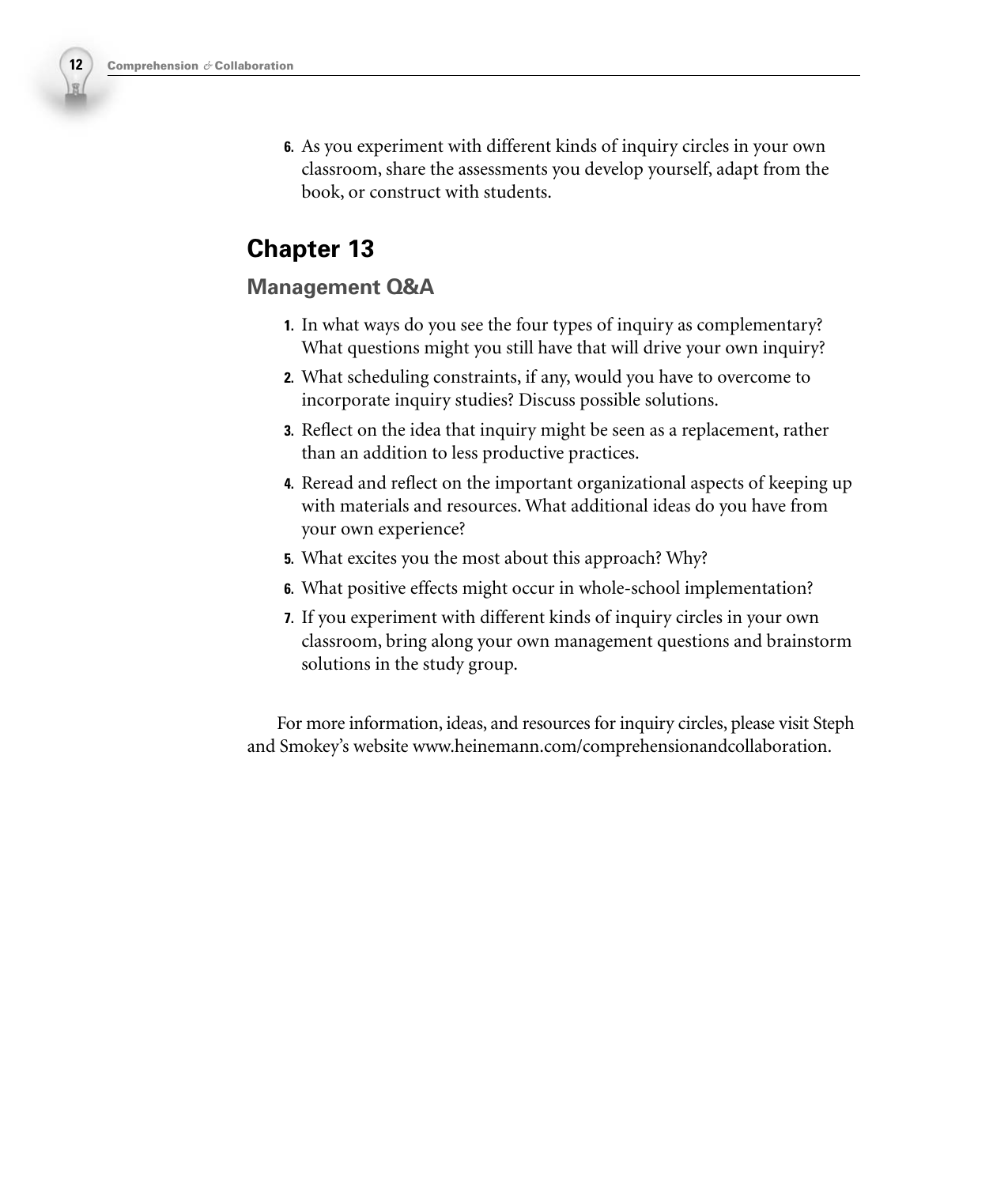6. As you experiment with different kinds of inquiry circles in your own classroom, share the assessments you develop yourself, adapt from the book, or construct with students.

## Chapter 13

### Management Q&A

1. In what ways do you see the four types of inquiry as complementary? What questions might you still have that will drive your own inquiry?
2. What scheduling constraints, if any, would you have to overcome to incorporate inquiry studies? Discuss possible solutions.
3. Reflect on the idea that inquiry might be seen as a replacement, rather than an addition to less productive practices.
4. Reread and reflect on the important organizational aspects of keeping up with materials and resources. What additional ideas do you have from your own experience?
5. What excites you the most about this approach? Why?
6. What positive effects might occur in whole-school implementation?
7. If you experiment with different kinds of inquiry circles in your own classroom, bring along your own management questions and brainstorm solutions in the study group.

For more information, ideas, and resources for inquiry circles, please visit Steph and Smokey's website www.heinemann.com/comprehensionandcollaboration.